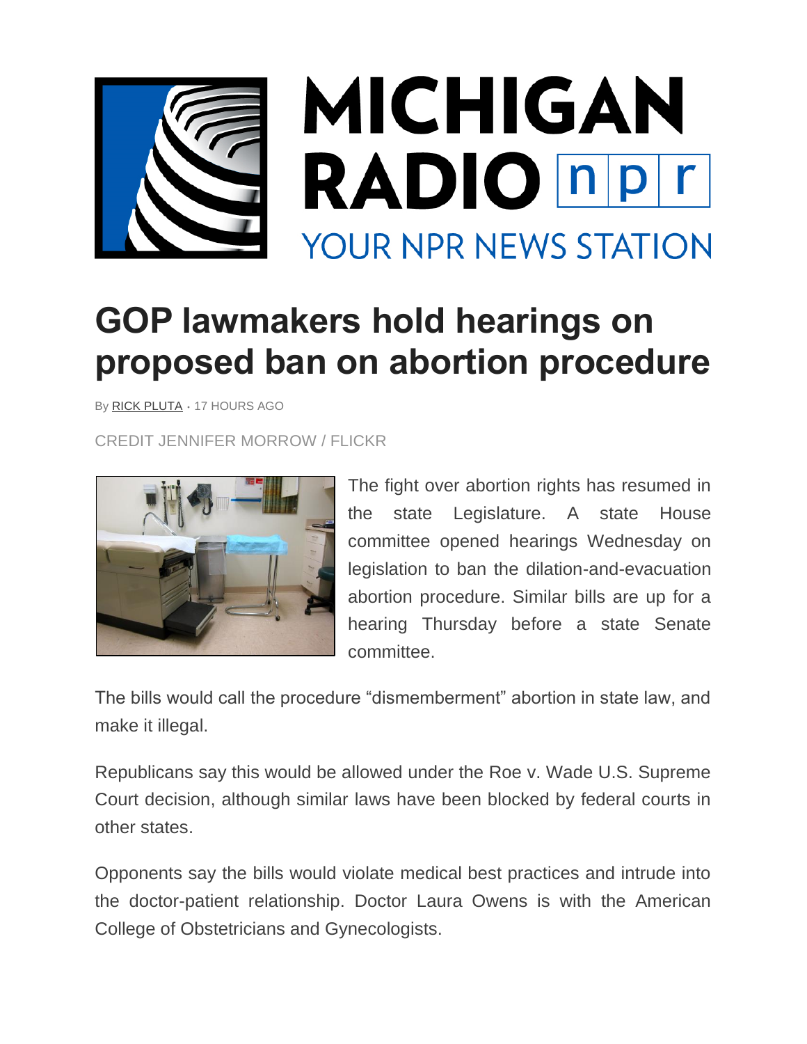# GOP lawmakers hold hearings on proposed ban on abortion procedure

By RICK PLUTA • 17 HOURS AGO

CREDIT JENNIFER MORROW / FLICKR

The fight over abortion rights has resumed in the state Legislature. A state House committee opened hearings Wednesday on legislation to ban the dilation-and-evacuation abortion procedure. Similar bills are up for a hearing Thursday before a state Senate committee.

The bills would call the procedure "dismemberment" abortion in state law, and make it illegal.

Republicans say this would be allowed under the Roe v. Wade U.S. Supreme Court decision, although similar laws have been blocked by federal courts in other states.

Opponents say the bills would violate medical best practices and intrude into the doctor-patient relationship. Doctor Laura Owens is with the American College of Obstetricians and Gynecologists.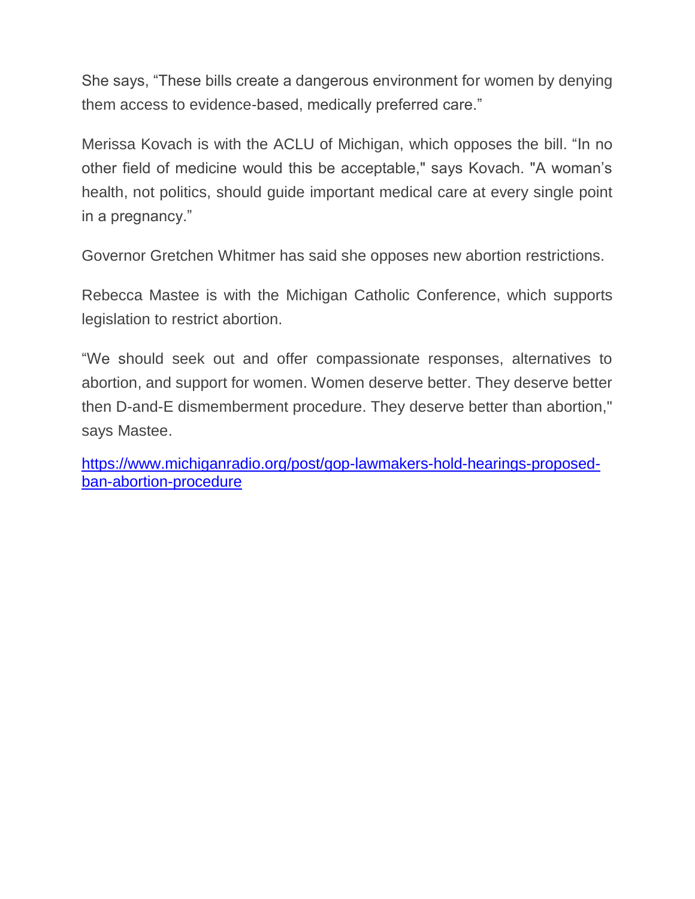She says, “These bills create a dangerous environment for women by denying them access to evidence-based, medically preferred care.”

Merissa Kovach is with the ACLU of Michigan, which opposes the bill. “In no other field of medicine would this be acceptable," says Kovach. "A woman’s health, not politics, should guide important medical care at every single point in a pregnancy.”

Governor Gretchen Whitmer has said she opposes new abortion restrictions.

Rebecca Mastee is with the Michigan Catholic Conference, which supports legislation to restrict abortion.

“We should seek out and offer compassionate responses, alternatives to abortion, and support for women. Women deserve better. They deserve better then D-and-E dismemberment procedure. They deserve better than abortion," says Mastee.

[https://www.michiganradio.org/post/gop-lawmakers-hold-hearings-proposed-ban-abortion-procedure](https://www.michiganradio.org/post/gop-lawmakers-hold-hearings-proposed-ban-abortion-procedure)